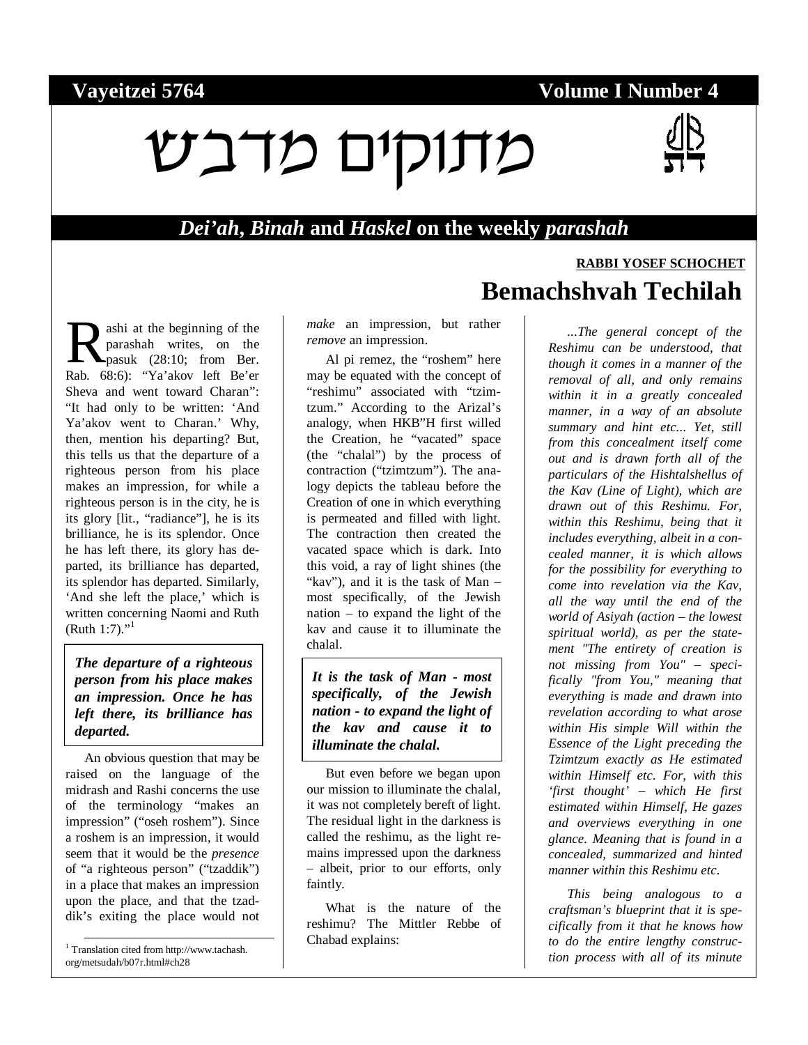**Vayeitzei 5764** **Volume I Number 4**

# מתוקים מדבש

## *Dei'ah*, *Binah* and *Haskel* on the weekly *parashah*

**RABBI YOSEF SCHOCHET**

# Bemachshvah Techilah

Rashi at the beginning of the parashah writes, on the pasuk (28:10; from Ber. Rab. 68:6): "Ya'akov left Be'er Sheva and went toward Charan": "It had only to be written: 'And Ya'akov went to Charan.' Why, then, mention his departing? But, this tells us that the departure of a righteous person from his place makes an impression, for while a righteous person is in the city, he is its glory [lit., "radiance"], he is its brilliance, he is its splendor. Once he has left there, its glory has departed, its brilliance has departed, its splendor has departed. Similarly, 'And she left the place,' which is written concerning Naomi and Ruth (Ruth 1:7)."[1]

> ***The departure of a righteous person from his place makes an impression. Once he has left there, its brilliance has departed.***

An obvious question that may be raised on the language of the midrash and Rashi concerns the use of the terminology "makes an impression" ("oseh roshem"). Since a roshem is an impression, it would seem that it would be the *presence* of "a righteous person" ("tzaddik") in a place that makes an impression upon the place, and that the tzaddik's exiting the place would not *make* an impression, but rather *remove* an impression.

Al pi remez, the "roshem" here may be equated with the concept of "reshimu" associated with "tzimtzum." According to the Arizal's analogy, when HKB"H first willed the Creation, he "vacated" space (the "chalal") by the process of contraction ("tzimtzum"). The analogy depicts the tableau before the Creation of one in which everything is permeated and filled with light. The contraction then created the vacated space which is dark. Into this void, a ray of light shines (the "kav"), and it is the task of Man – most specifically, of the Jewish nation – to expand the light of the kav and cause it to illuminate the chalal.

> ***It is the task of Man - most specifically, of the Jewish nation - to expand the light of the kav and cause it to illuminate the chalal.***

But even before we began upon our mission to illuminate the chalal, it was not completely bereft of light. The residual light in the darkness is called the reshimu, as the light remains impressed upon the darkness – albeit, prior to our efforts, only faintly.

What is the nature of the reshimu? The Mittler Rebbe of Chabad explains:

*...The general concept of the Reshimu can be understood, that though it comes in a manner of the removal of all, and only remains within it in a greatly concealed manner, in a way of an absolute summary and hint etc... Yet, still from this concealment itself come out and is drawn forth all of the particulars of the Hishtalshellus of the Kav (Line of Light), which are drawn out of this Reshimu. For, within this Reshimu, being that it includes everything, albeit in a concealed manner, it is which allows for the possibility for everything to come into revelation via the Kav, all the way until the end of the world of Asiyah (action – the lowest spiritual world), as per the statement "The entirety of creation is not missing from You" – specifically "from You," meaning that everything is made and drawn into revelation according to what arose within His simple Will within the Essence of the Light preceding the Tzimtzum exactly as He estimated within Himself etc. For, with this 'first thought' – which He first estimated within Himself, He gazes and overviews everything in one glance. Meaning that is found in a concealed, summarized and hinted manner within this Reshimu etc.*

*This being analogous to a craftsman's blueprint that it is specifically from it that he knows how to do the entire lengthy construction process with all of its minute*

[1] Translation cited from http://www.tachash.org/metsudah/b07r.html#ch28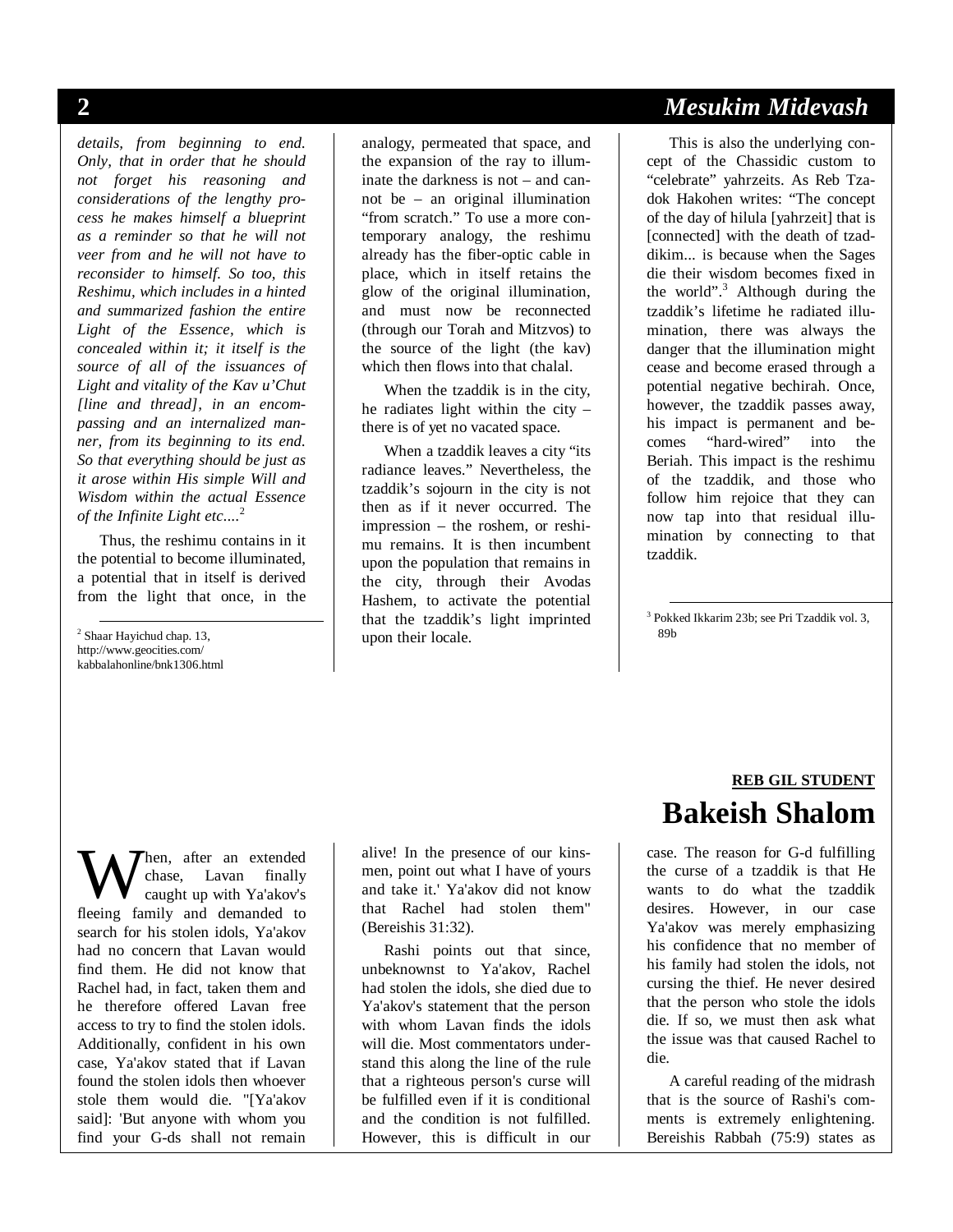*details, from beginning to end. Only, that in order that he should not forget his reasoning and considerations of the lengthy process he makes himself a blueprint as a reminder so that he will not veer from and he will not have to reconsider to himself. So too, this Reshimu, which includes in a hinted and summarized fashion the entire Light of the Essence, which is concealed within it; it itself is the source of all of the issuances of Light and vitality of the Kav u'Chut [line and thread], in an encompassing and an internalized manner, from its beginning to its end. So that everything should be just as it arose within His simple Will and Wisdom within the actual Essence of the Infinite Light etc....*[2]

Thus, the reshimu contains in it the potential to become illuminated, a potential that in itself is derived from the light that once, in the analogy, permeated that space, and the expansion of the ray to illuminate the darkness is not – and cannot be – an original illumination "from scratch." To use a more contemporary analogy, the reshimu already has the fiber-optic cable in place, which in itself retains the glow of the original illumination, and must now be reconnected (through our Torah and Mitzvos) to the source of the light (the kav) which then flows into that chalal.

When the tzaddik is in the city, he radiates light within the city – there is of yet no vacated space.

When a tzaddik leaves a city "its radiance leaves." Nevertheless, the tzaddik's sojourn in the city is not then as if it never occurred. The impression – the roshem, or reshimu remains. It is then incumbent upon the population that remains in the city, through their Avodas Hashem, to activate the potential that the tzaddik's light imprinted upon their locale.

This is also the underlying concept of the Chassidic custom to "celebrate" yahrzeits. As Reb Tzadok Hakohen writes: "The concept of the day of hilula [yahrzeit] that is [connected] with the death of tzaddikim... is because when the Sages die their wisdom becomes fixed in the world".[3] Although during the tzaddik's lifetime he radiated illumination, there was always the danger that the illumination might cease and become erased through a potential negative bechirah. Once, however, the tzaddik passes away, his impact is permanent and becomes "hard-wired" into the Beriah. This impact is the reshimu of the tzaddik, and those who follow him rejoice that they can now tap into that residual illumination by connecting to that tzaddik.

[2] Shaar Hayichud chap. 13, http://www.geocities.com/kabbalahonline/bnk1306.html

[3] Pokked Ikkarim 23b; see Pri Tzaddik vol. 3, 89b

**REB GIL STUDENT**

# Bakeish Shalom

When, after an extended chase, Lavan finally caught up with Ya'akov's fleeing family and demanded to search for his stolen idols, Ya'akov had no concern that Lavan would find them. He did not know that Rachel had, in fact, taken them and he therefore offered Lavan free access to try to find the stolen idols. Additionally, confident in his own case, Ya'akov stated that if Lavan found the stolen idols then whoever stole them would die. "[Ya'akov said]: 'But anyone with whom you find your G-ds shall not remain alive! In the presence of our kinsmen, point out what I have of yours and take it.' Ya'akov did not know that Rachel had stolen them" (Bereishis 31:32).

Rashi points out that since, unbeknownst to Ya'akov, Rachel had stolen the idols, she died due to Ya'akov's statement that the person with whom Lavan finds the idols will die. Most commentators understand this along the line of the rule that a righteous person's curse will be fulfilled even if it is conditional and the condition is not fulfilled. However, this is difficult in our case. The reason for G-d fulfilling the curse of a tzaddik is that He wants to do what the tzaddik desires. However, in our case Ya'akov was merely emphasizing his confidence that no member of his family had stolen the idols, not cursing the thief. He never desired that the person who stole the idols die. If so, we must then ask what the issue was that caused Rachel to die.

A careful reading of the midrash that is the source of Rashi's comments is extremely enlightening. Bereishis Rabbah (75:9) states as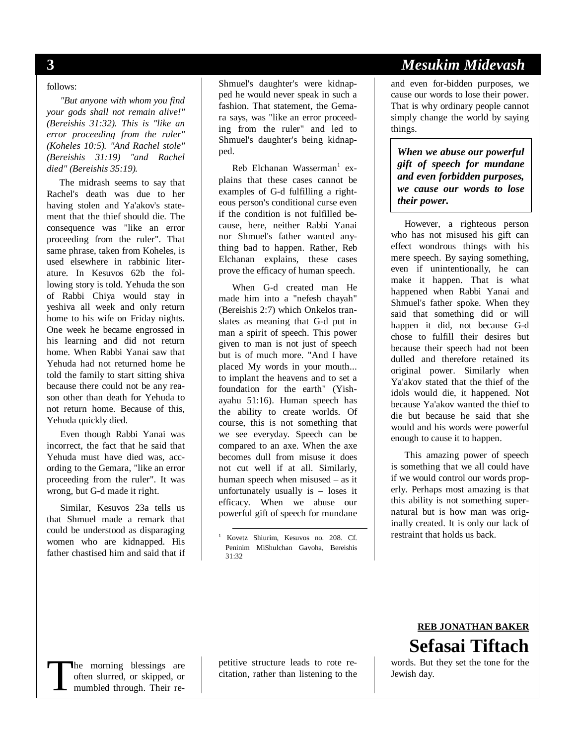follows:

*"But anyone with whom you find your gods shall not remain alive!" (Bereishis 31:32). This is "like an error proceeding from the ruler" (Koheles 10:5). "And Rachel stole" (Bereishis 31:19) "and Rachel died" (Bereishis 35:19).*

The midrash seems to say that Rachel's death was due to her having stolen and Ya'akov's statement that the thief should die. The consequence was "like an error proceeding from the ruler". That same phrase, taken from Koheles, is used elsewhere in rabbinic literature. In Kesuvos 62b the following story is told. Yehuda the son of Rabbi Chiya would stay in yeshiva all week and only return home to his wife on Friday nights. One week he became engrossed in his learning and did not return home. When Rabbi Yanai saw that Yehuda had not returned home he told the family to start sitting shiva because there could not be any reason other than death for Yehuda to not return home. Because of this, Yehuda quickly died.

Even though Rabbi Yanai was incorrect, the fact that he said that Yehuda must have died was, according to the Gemara, "like an error proceeding from the ruler". It was wrong, but G-d made it right.

Similar, Kesuvos 23a tells us that Shmuel made a remark that could be understood as disparaging women who are kidnapped. His father chastised him and said that if Shmuel's daughter's were kidnapped he would never speak in such a fashion. That statement, the Gemara says, was "like an error proceeding from the ruler" and led to Shmuel's daughter's being kidnapped.

Reb Elchanan Wasserman[1] explains that these cases cannot be examples of G-d fulfilling a righteous person's conditional curse even if the condition is not fulfilled because, here, neither Rabbi Yanai nor Shmuel's father wanted anything bad to happen. Rather, Reb Elchanan explains, these cases prove the efficacy of human speech.

When G-d created man He made him into a "nefesh chayah" (Bereishis 2:7) which Onkelos translates as meaning that G-d put in man a spirit of speech. This power given to man is not just of speech but is of much more. "And I have placed My words in your mouth... to implant the heavens and to set a foundation for the earth" (Yishayahu 51:16). Human speech has the ability to create worlds. Of course, this is not something that we see everyday. Speech can be compared to an axe. When the axe becomes dull from misuse it does not cut well if at all. Similarly, human speech when misused – as it unfortunately usually is – loses it efficacy. When we abuse our powerful gift of speech for mundane and even for-bidden purposes, we cause our words to lose their power. That is why ordinary people cannot simply change the world by saying things.

> ***When we abuse our powerful gift of speech for mundane and even forbidden purposes, we cause our words to lose their power.***

However, a righteous person who has not misused his gift can effect wondrous things with his mere speech. By saying something, even if unintentionally, he can make it happen. That is what happened when Rabbi Yanai and Shmuel's father spoke. When they said that something did or will happen it did, not because G-d chose to fulfill their desires but because their speech had not been dulled and therefore retained its original power. Similarly when Ya'akov stated that the thief of the idols would die, it happened. Not because Ya'akov wanted the thief to die but because he said that she would and his words were powerful enough to cause it to happen.

This amazing power of speech is something that we all could have if we would control our words properly. Perhaps most amazing is that this ability is not something supernatural but is how man was originally created. It is only our lack of restraint that holds us back.

[1] Kovetz Shiurim, Kesuvos no. 208. Cf. Peninim MiShulchan Gavoha, Bereishis 31:32

**REB JONATHAN BAKER**

# Sefasai Tiftach

The morning blessings are often slurred, or skipped, or mumbled through. Their repetitive structure leads to rote recitation, rather than listening to the words. But they set the tone for the Jewish day.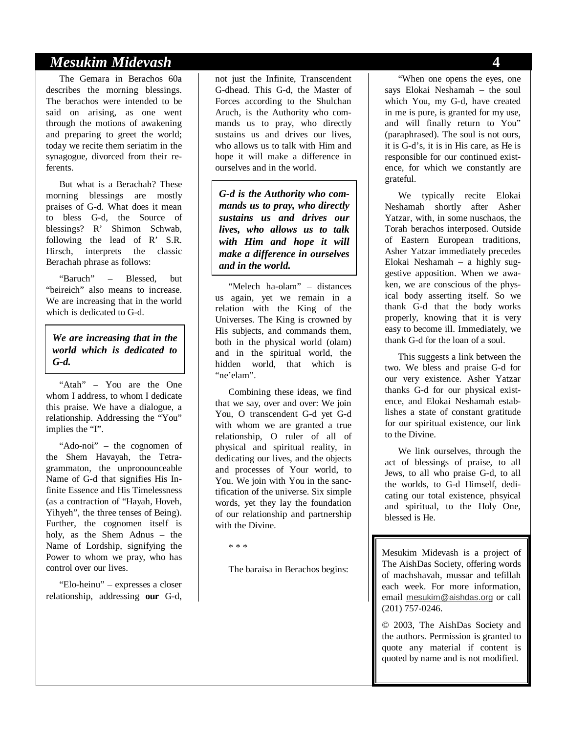The Gemara in Berachos 60a describes the morning blessings. The berachos were intended to be said on arising, as one went through the motions of awakening and preparing to greet the world; today we recite them seriatim in the synagogue, divorced from their referents.

But what is a Berachah? These morning blessings are mostly praises of G-d. What does it mean to bless G-d, the Source of blessings? R' Shimon Schwab, following the lead of R' S.R. Hirsch, interprets the classic Berachah phrase as follows:

"Baruch" – Blessed, but "beireich" also means to increase. We are increasing that in the world which is dedicated to G-d.

> ***We are increasing that in the world which is dedicated to G-d.***

"Atah" – You are the One whom I address, to whom I dedicate this praise. We have a dialogue, a relationship. Addressing the "You" implies the "I".

"Ado-noi" – the cognomen of the Shem Havayah, the Tetragrammaton, the unpronounceable Name of G-d that signifies His Infinite Essence and His Timelessness (as a contraction of "Hayah, Hoveh, Yihyeh", the three tenses of Being). Further, the cognomen itself is holy, as the Shem Adnus – the Name of Lordship, signifying the Power to whom we pray, who has control over our lives.

"Elo-heinu" – expresses a closer relationship, addressing **our** G-d, not just the Infinite, Transcendent G-dhead. This G-d, the Master of Forces according to the Shulchan Aruch, is the Authority who commands us to pray, who directly sustains us and drives our lives, who allows us to talk with Him and hope it will make a difference in ourselves and in the world.

> ***G-d is the Authority who commands us to pray, who directly sustains us and drives our lives, who allows us to talk with Him and hope it will make a difference in ourselves and in the world.***

"Melech ha-olam" – distances us again, yet we remain in a relation with the King of the Universes. The King is crowned by His subjects, and commands them, both in the physical world (olam) and in the spiritual world, the hidden world, that which is "ne'elam".

Combining these ideas, we find that we say, over and over: We join You, O transcendent G-d yet G-d with whom we are granted a true relationship, O ruler of all of physical and spiritual reality, in dedicating our lives, and the objects and processes of Your world, to You. We join with You in the sanctification of the universe. Six simple words, yet they lay the foundation of our relationship and partnership with the Divine.

\* \* \*

The baraisa in Berachos begins:

"When one opens the eyes, one says Elokai Neshamah – the soul which You, my G-d, have created in me is pure, is granted for my use, and will finally return to You" (paraphrased). The soul is not ours, it is G-d's, it is in His care, as He is responsible for our continued existence, for which we constantly are grateful.

We typically recite Elokai Neshamah shortly after Asher Yatzar, with, in some nuschaos, the Torah berachos interposed. Outside of Eastern European traditions, Asher Yatzar immediately precedes Elokai Neshamah – a highly suggestive apposition. When we awaken, we are conscious of the physical body asserting itself. So we thank G-d that the body works properly, knowing that it is very easy to become ill. Immediately, we thank G-d for the loan of a soul.

This suggests a link between the two. We bless and praise G-d for our very existence. Asher Yatzar thanks G-d for our physical existence, and Elokai Neshamah establishes a state of constant gratitude for our spiritual existence, our link to the Divine.

We link ourselves, through the act of blessings of praise, to all Jews, to all who praise G-d, to all the worlds, to G-d Himself, dedicating our total existence, phsyical and spiritual, to the Holy One, blessed is He.

---

Mesukim Midevash is a project of The AishDas Society, offering words of machshavah, mussar and tefillah each week. For more information, email mesukim@aishdas.org or call (201) 757-0246.

© 2003, The AishDas Society and the authors. Permission is granted to quote any material if content is quoted by name and is not modified.